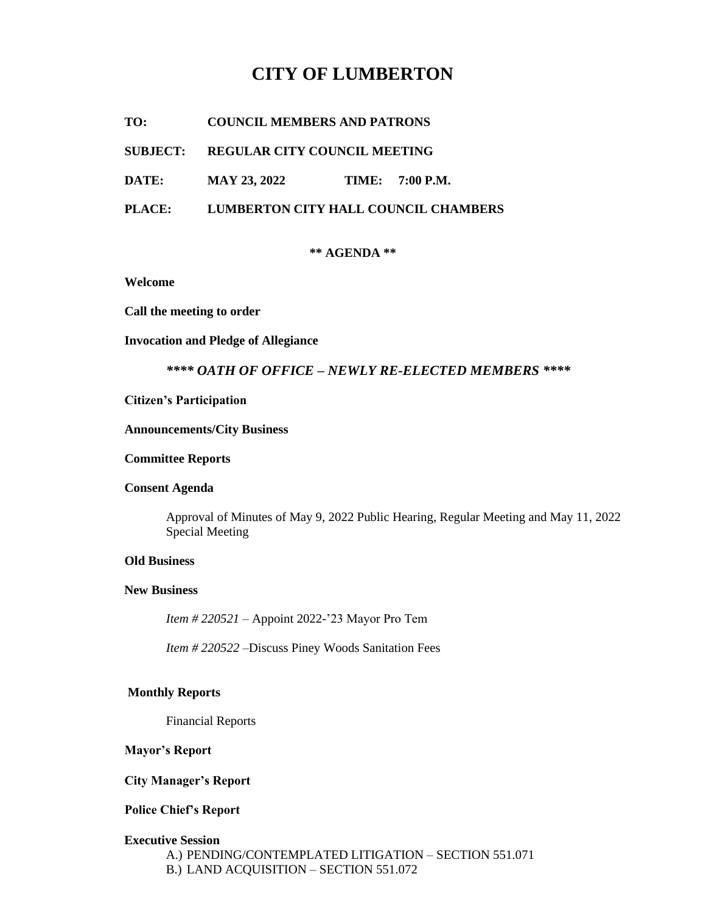# CITY OF LUMBERTON

**TO:** **COUNCIL MEMBERS AND PATRONS**

**SUBJECT:** **REGULAR CITY COUNCIL MEETING**

**DATE:** **MAY 23, 2022** **TIME:** **7:00 P.M.**

**PLACE:** **LUMBERTON CITY HALL COUNCIL CHAMBERS**

**** AGENDA ****

**Welcome**

**Call the meeting to order**

**Invocation and Pledge of Allegiance**

***\*\*\*\* OATH OF OFFICE – NEWLY RE-ELECTED MEMBERS \*\*\*\****

**Citizen's Participation**

**Announcements/City Business**

**Committee Reports**

**Consent Agenda**

Approval of Minutes of May 9, 2022 Public Hearing, Regular Meeting and May 11, 2022 Special Meeting

**Old Business**

**New Business**

*Item # 220521* – Appoint 2022-'23 Mayor Pro Tem

*Item # 220522* –Discuss Piney Woods Sanitation Fees

**Monthly Reports**

Financial Reports

**Mayor's Report**

**City Manager's Report**

**Police Chief's Report**

**Executive Session**

A.) PENDING/CONTEMPLATED LITIGATION – SECTION 551.071
B.) LAND ACQUISITION – SECTION 551.072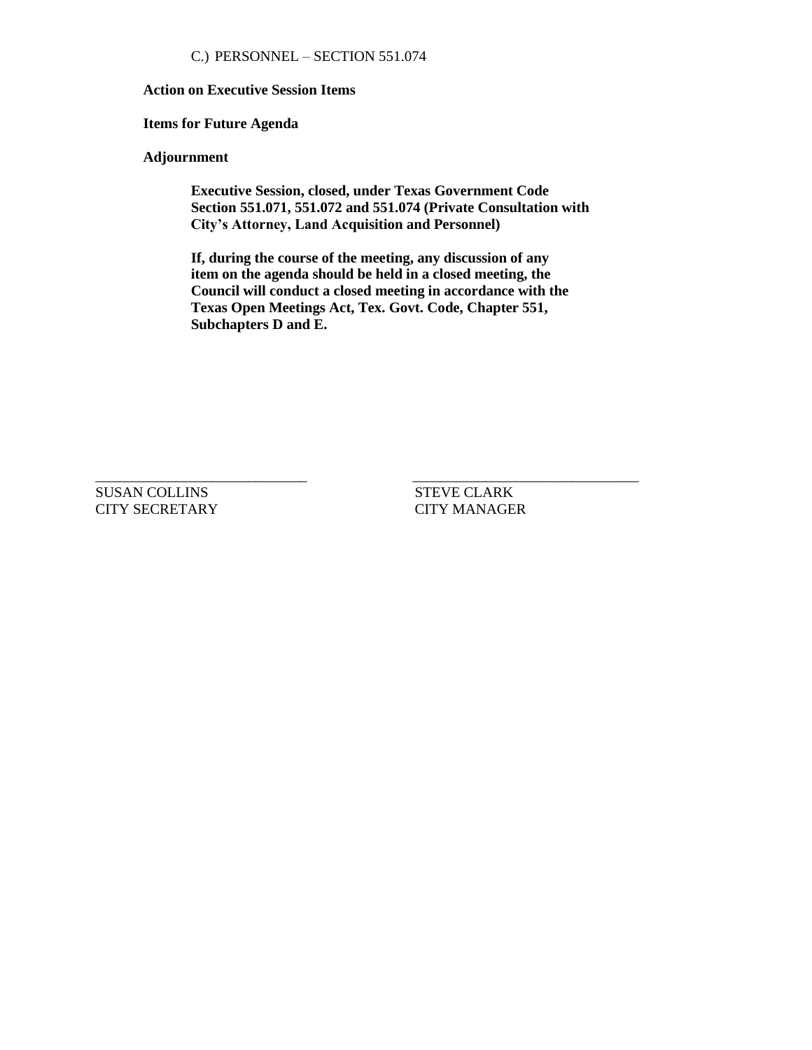C.) PERSONNEL – SECTION 551.074

**Action on Executive Session Items**

**Items for Future Agenda**

**Adjournment**

**Executive Session, closed, under Texas Government Code Section 551.071, 551.072 and 551.074 (Private Consultation with City's Attorney, Land Acquisition and Personnel)**

**If, during the course of the meeting, any discussion of any item on the agenda should be held in a closed meeting, the Council will conduct a closed meeting in accordance with the Texas Open Meetings Act, Tex. Govt. Code, Chapter 551, Subchapters D and E.**

\_\_\_\_\_\_\_\_\_\_\_\_\_\_\_\_\_\_\_\_\_\_\_\_\_\_\_\_\_\_
SUSAN COLLINS
CITY SECRETARY

\_\_\_\_\_\_\_\_\_\_\_\_\_\_\_\_\_\_\_\_\_\_\_\_\_\_\_\_\_\_
STEVE CLARK
CITY MANAGER